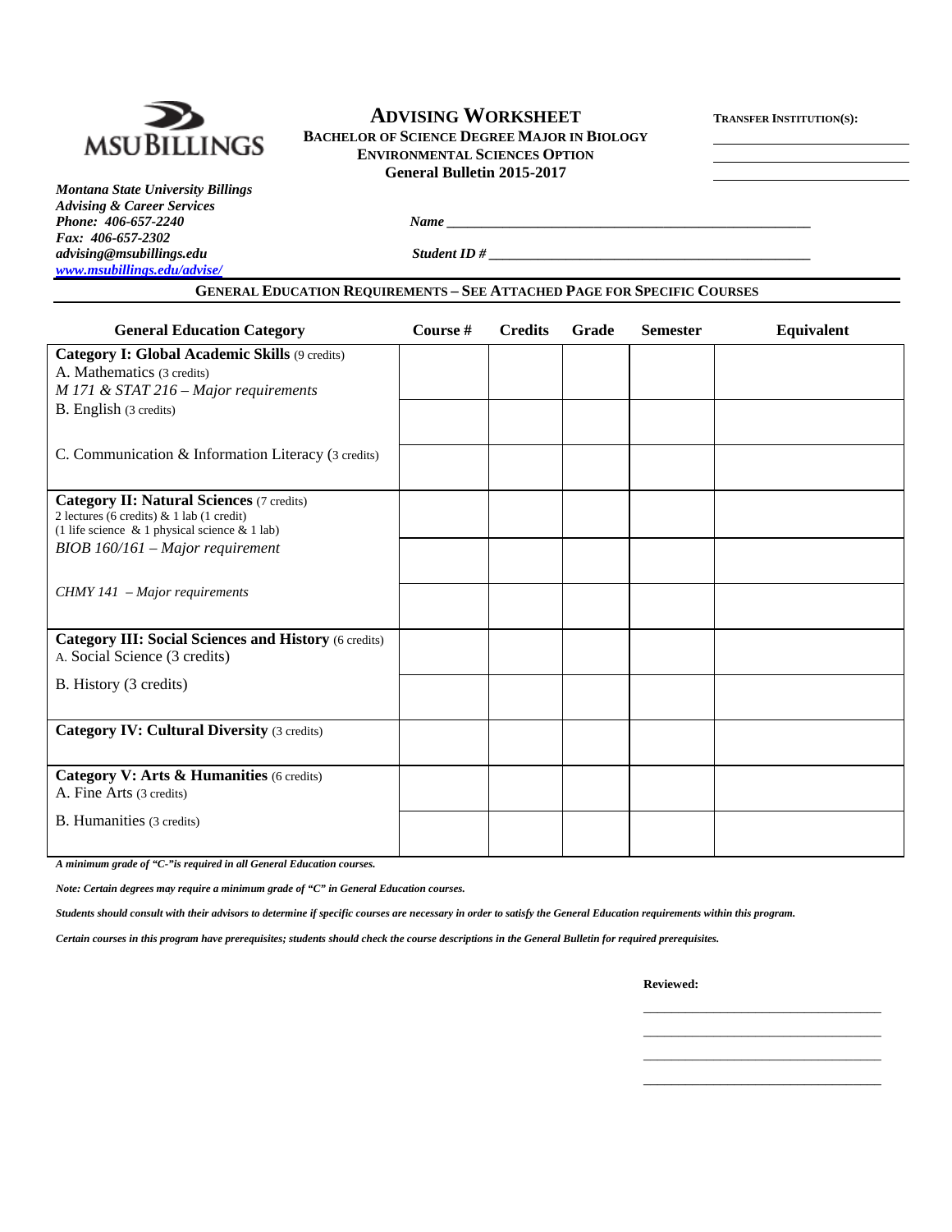MSU BILLINGS

# ADVISING WORKSHEET

**BACHELOR OF SCIENCE DEGREE MAJOR IN BIOLOGY**
**ENVIRONMENTAL SCIENCES OPTION**
**General Bulletin 2015-2017**

**TRANSFER INSTITUTION(S):**

_______________________
_______________________
_______________________

***Montana State University Billings***
***Advising & Career Services***
***Phone: 406-657-2240***
***Fax: 406-657-2302***
***advising@msubillings.edu***
***www.msubillings.edu/advise/***

***Name*** _______________________________________________

***Student ID #*** __________________________________________

## GENERAL EDUCATION REQUIREMENTS – SEE ATTACHED PAGE FOR SPECIFIC COURSES

| General Education Category | Course # | Credits | Grade | Semester | Equivalent |
|---|---|---|---|---|---|
| **Category I: Global Academic Skills** (9 credits)<br>A. Mathematics (3 credits)<br>*M 171 & STAT 216 – Major requirements* | | | | | |
| B. English (3 credits) | | | | | |
| C. Communication & Information Literacy (3 credits) | | | | | |
| **Category II: Natural Sciences** (7 credits)<br>2 lectures (6 credits) & 1 lab (1 credit)<br>(1 life science & 1 physical science & 1 lab) | | | | | |
| *BIOB 160/161 – Major requirement* | | | | | |
| *CHMY 141 – Major requirements* | | | | | |
| **Category III: Social Sciences and History** (6 credits)<br>A. Social Science (3 credits) | | | | | |
| B. History (3 credits) | | | | | |
| **Category IV: Cultural Diversity** (3 credits) | | | | | |
| **Category V: Arts & Humanities** (6 credits)<br>A. Fine Arts (3 credits) | | | | | |
| B. Humanities (3 credits) | | | | | |

***A minimum grade of "C-"is required in all General Education courses.***

***Note: Certain degrees may require a minimum grade of "C" in General Education courses.***

***Students should consult with their advisors to determine if specific courses are necessary in order to satisfy the General Education requirements within this program.***

***Certain courses in this program have prerequisites; students should check the course descriptions in the General Bulletin for required prerequisites.***

**Reviewed:**

_______________________________
_______________________________
_______________________________
_______________________________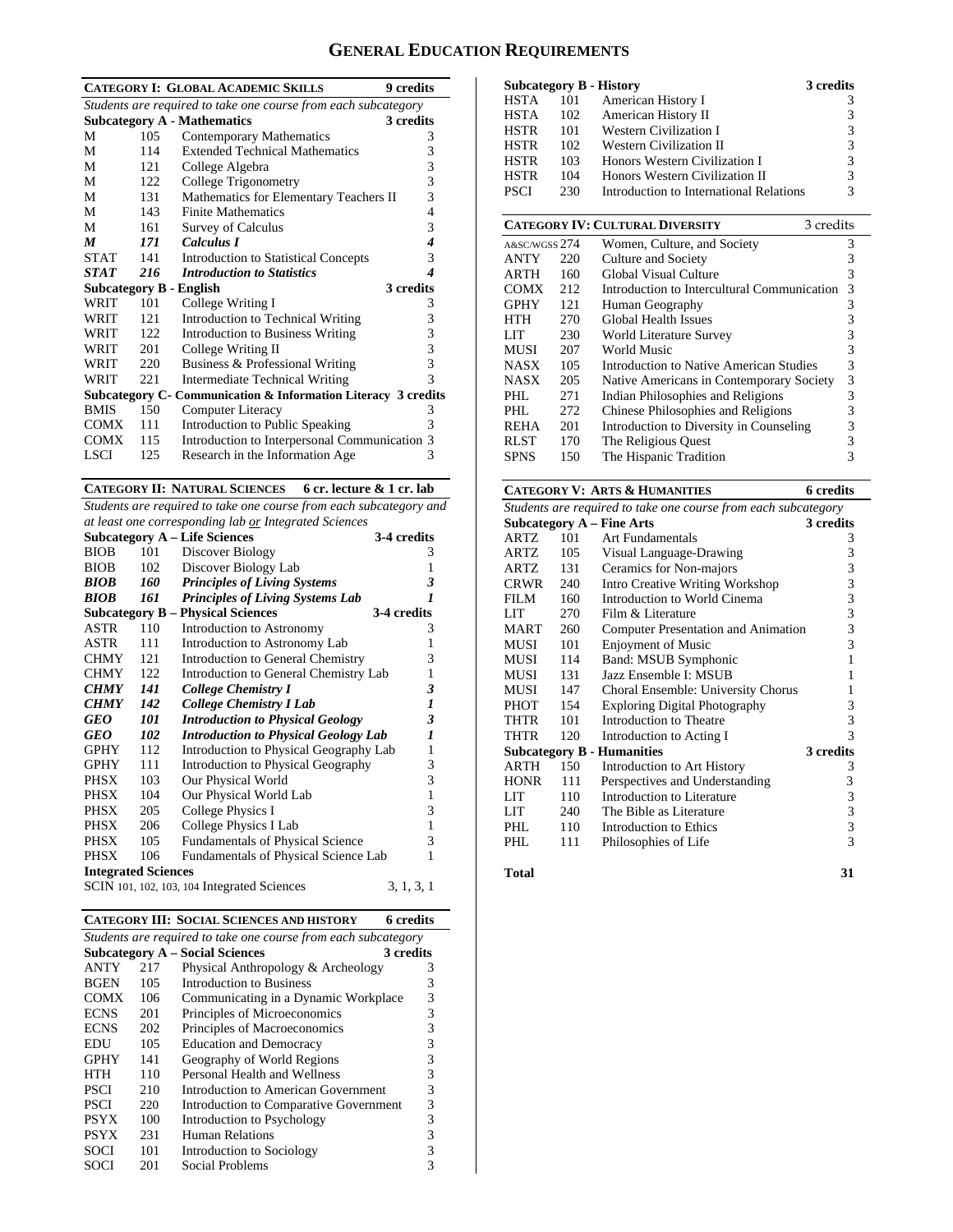# General Education Requirements

| **Category I: Global Academic Skills** | | | **9 credits** |
|---|---|---|---|
| *Students are required to take one course from each subcategory* | | | |
| **Subcategory A - Mathematics** | | | **3 credits** |
| M | 105 | Contemporary Mathematics | 3 |
| M | 114 | Extended Technical Mathematics | 3 |
| M | 121 | College Algebra | 3 |
| M | 122 | College Trigonometry | 3 |
| M | 131 | Mathematics for Elementary Teachers II | 3 |
| M | 143 | Finite Mathematics | 4 |
| M | 161 | Survey of Calculus | 3 |
| ***M*** | ***171*** | ***Calculus I*** | ***4*** |
| STAT | 141 | Introduction to Statistical Concepts | 3 |
| ***STAT*** | ***216*** | ***Introduction to Statistics*** | ***4*** |
| **Subcategory B - English** | | | **3 credits** |
| WRIT | 101 | College Writing I | 3 |
| WRIT | 121 | Introduction to Technical Writing | 3 |
| WRIT | 122 | Introduction to Business Writing | 3 |
| WRIT | 201 | College Writing II | 3 |
| WRIT | 220 | Business & Professional Writing | 3 |
| WRIT | 221 | Intermediate Technical Writing | 3 |
| **Subcategory C- Communication & Information Literacy** | | | **3 credits** |
| BMIS | 150 | Computer Literacy | 3 |
| COMX | 111 | Introduction to Public Speaking | 3 |
| COMX | 115 | Introduction to Interpersonal Communication | 3 |
| LSCI | 125 | Research in the Information Age | 3 |

| **Category II: Natural Sciences** | | | **6 cr. lecture & 1 cr. lab** |
|---|---|---|---|
| *Students are required to take one course from each subcategory and at least one corresponding lab or Integrated Sciences* | | | |
| **Subcategory A – Life Sciences** | | | **3-4 credits** |
| BIOB | 101 | Discover Biology | 3 |
| BIOB | 102 | Discover Biology Lab | 1 |
| ***BIOB*** | ***160*** | ***Principles of Living Systems*** | ***3*** |
| ***BIOB*** | ***161*** | ***Principles of Living Systems Lab*** | ***1*** |
| **Subcategory B – Physical Sciences** | | | **3-4 credits** |
| ASTR | 110 | Introduction to Astronomy | 3 |
| ASTR | 111 | Introduction to Astronomy Lab | 1 |
| CHMY | 121 | Introduction to General Chemistry | 3 |
| CHMY | 122 | Introduction to General Chemistry Lab | 1 |
| ***CHMY*** | ***141*** | ***College Chemistry I*** | ***3*** |
| ***CHMY*** | ***142*** | ***College Chemistry I Lab*** | ***1*** |
| ***GEO*** | ***101*** | ***Introduction to Physical Geology*** | ***3*** |
| ***GEO*** | ***102*** | ***Introduction to Physical Geology Lab*** | ***1*** |
| GPHY | 112 | Introduction to Physical Geography Lab | 1 |
| GPHY | 111 | Introduction to Physical Geography | 3 |
| PHSX | 103 | Our Physical World | 3 |
| PHSX | 104 | Our Physical World Lab | 1 |
| PHSX | 205 | College Physics I | 3 |
| PHSX | 206 | College Physics I Lab | 1 |
| PHSX | 105 | Fundamentals of Physical Science | 3 |
| PHSX | 106 | Fundamentals of Physical Science Lab | 1 |
| **Integrated Sciences** | | | |
| SCIN 101, 102, 103, 104 Integrated Sciences | | | 3, 1, 3, 1 |

| **Category III: Social Sciences and History** | | | **6 credits** |
|---|---|---|---|
| *Students are required to take one course from each subcategory* | | | |
| **Subcategory A – Social Sciences** | | | **3 credits** |
| ANTY | 217 | Physical Anthropology & Archeology | 3 |
| BGEN | 105 | Introduction to Business | 3 |
| COMX | 106 | Communicating in a Dynamic Workplace | 3 |
| ECNS | 201 | Principles of Microeconomics | 3 |
| ECNS | 202 | Principles of Macroeconomics | 3 |
| EDU | 105 | Education and Democracy | 3 |
| GPHY | 141 | Geography of World Regions | 3 |
| HTH | 110 | Personal Health and Wellness | 3 |
| PSCI | 210 | Introduction to American Government | 3 |
| PSCI | 220 | Introduction to Comparative Government | 3 |
| PSYX | 100 | Introduction to Psychology | 3 |
| PSYX | 231 | Human Relations | 3 |
| SOCI | 101 | Introduction to Sociology | 3 |
| SOCI | 201 | Social Problems | 3 |
| **Subcategory B - History** | | | **3 credits** |
| HSTA | 101 | American History I | 3 |
| HSTA | 102 | American History II | 3 |
| HSTR | 101 | Western Civilization I | 3 |
| HSTR | 102 | Western Civilization II | 3 |
| HSTR | 103 | Honors Western Civilization I | 3 |
| HSTR | 104 | Honors Western Civilization II | 3 |
| PSCI | 230 | Introduction to International Relations | 3 |

| **Category IV: Cultural Diversity** | | | 3 credits |
|---|---|---|---|
| A&SC/WGSS | 274 | Women, Culture, and Society | 3 |
| ANTY | 220 | Culture and Society | 3 |
| ARTH | 160 | Global Visual Culture | 3 |
| COMX | 212 | Introduction to Intercultural Communication | 3 |
| GPHY | 121 | Human Geography | 3 |
| HTH | 270 | Global Health Issues | 3 |
| LIT | 230 | World Literature Survey | 3 |
| MUSI | 207 | World Music | 3 |
| NASX | 105 | Introduction to Native American Studies | 3 |
| NASX | 205 | Native Americans in Contemporary Society | 3 |
| PHL | 271 | Indian Philosophies and Religions | 3 |
| PHL | 272 | Chinese Philosophies and Religions | 3 |
| REHA | 201 | Introduction to Diversity in Counseling | 3 |
| RLST | 170 | The Religious Quest | 3 |
| SPNS | 150 | The Hispanic Tradition | 3 |

| **Category V: Arts & Humanities** | | | **6 credits** |
|---|---|---|---|
| *Students are required to take one course from each subcategory* | | | |
| **Subcategory A – Fine Arts** | | | **3 credits** |
| ARTZ | 101 | Art Fundamentals | 3 |
| ARTZ | 105 | Visual Language-Drawing | 3 |
| ARTZ | 131 | Ceramics for Non-majors | 3 |
| CRWR | 240 | Intro Creative Writing Workshop | 3 |
| FILM | 160 | Introduction to World Cinema | 3 |
| LIT | 270 | Film & Literature | 3 |
| MART | 260 | Computer Presentation and Animation | 3 |
| MUSI | 101 | Enjoyment of Music | 3 |
| MUSI | 114 | Band: MSUB Symphonic | 1 |
| MUSI | 131 | Jazz Ensemble I: MSUB | 1 |
| MUSI | 147 | Choral Ensemble: University Chorus | 1 |
| PHOT | 154 | Exploring Digital Photography | 3 |
| THTR | 101 | Introduction to Theatre | 3 |
| THTR | 120 | Introduction to Acting I | 3 |
| **Subcategory B - Humanities** | | | **3 credits** |
| ARTH | 150 | Introduction to Art History | 3 |
| HONR | 111 | Perspectives and Understanding | 3 |
| LIT | 110 | Introduction to Literature | 3 |
| LIT | 240 | The Bible as Literature | 3 |
| PHL | 110 | Introduction to Ethics | 3 |
| PHL | 111 | Philosophies of Life | 3 |

**Total** **31**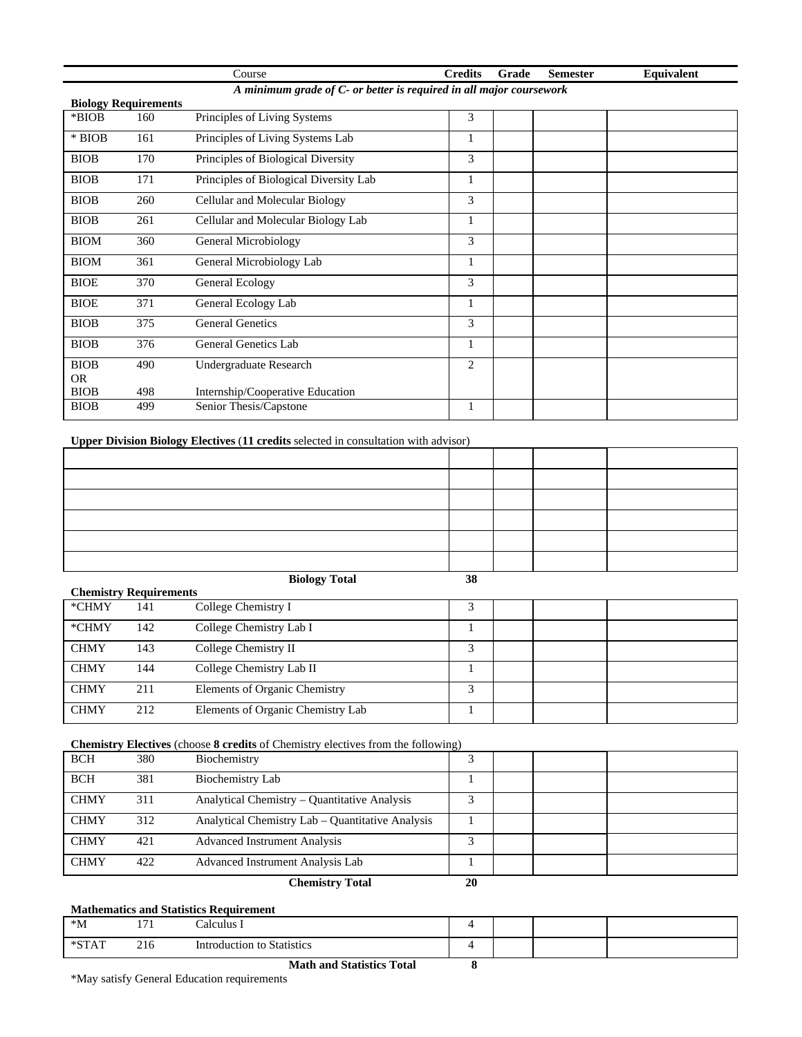| | | Course | Credits | Grade | Semester | Equivalent |
|---|---|---|---|---|---|---|

*A minimum grade of C- or better is required in all major coursework*

**Biology Requirements**

| | | | | | | |
|---|---|---|---|---|---|---|
| *BIOB | 160 | Principles of Living Systems | 3 | | | |
| * BIOB | 161 | Principles of Living Systems Lab | 1 | | | |
| BIOB | 170 | Principles of Biological Diversity | 3 | | | |
| BIOB | 171 | Principles of Biological Diversity Lab | 1 | | | |
| BIOB | 260 | Cellular and Molecular Biology | 3 | | | |
| BIOB | 261 | Cellular and Molecular Biology Lab | 1 | | | |
| BIOM | 360 | General Microbiology | 3 | | | |
| BIOM | 361 | General Microbiology Lab | 1 | | | |
| BIOE | 370 | General Ecology | 3 | | | |
| BIOE | 371 | General Ecology Lab | 1 | | | |
| BIOB | 375 | General Genetics | 3 | | | |
| BIOB | 376 | General Genetics Lab | 1 | | | |
| BIOB<br>OR<br>BIOB | 490<br><br>498 | Undergraduate Research<br><br>Internship/Cooperative Education | 2 | | | |
| BIOB | 499 | Senior Thesis/Capstone | 1 | | | |

**Upper Division Biology Electives** (**11 credits** selected in consultation with advisor)

| | | | | |
|---|---|---|---|---|
| | | | | |
| | | | | |
| | | | | |
| | | | | |
| | | | | |
| | | | | |

**Biology Total** **38**

**Chemistry Requirements**

| | | | | | | |
|---|---|---|---|---|---|---|
| *CHMY | 141 | College Chemistry I | 3 | | | |
| *CHMY | 142 | College Chemistry Lab I | 1 | | | |
| CHMY | 143 | College Chemistry II | 3 | | | |
| CHMY | 144 | College Chemistry Lab II | 1 | | | |
| CHMY | 211 | Elements of Organic Chemistry | 3 | | | |
| CHMY | 212 | Elements of Organic Chemistry Lab | 1 | | | |

**Chemistry Electives** (choose **8 credits** of Chemistry electives from the following)

| | | | | | | |
|---|---|---|---|---|---|---|
| BCH | 380 | Biochemistry | 3 | | | |
| BCH | 381 | Biochemistry Lab | 1 | | | |
| CHMY | 311 | Analytical Chemistry – Quantitative Analysis | 3 | | | |
| CHMY | 312 | Analytical Chemistry Lab – Quantitative Analysis | 1 | | | |
| CHMY | 421 | Advanced Instrument Analysis | 3 | | | |
| CHMY | 422 | Advanced Instrument Analysis Lab | 1 | | | |

**Chemistry Total** **20**

**Mathematics and Statistics Requirement**

| | | | | | | |
|---|---|---|---|---|---|---|
| *M | 171 | Calculus I | 4 | | | |
| *STAT | 216 | Introduction to Statistics | 4 | | | |

**Math and Statistics Total** **8**

*May satisfy General Education requirements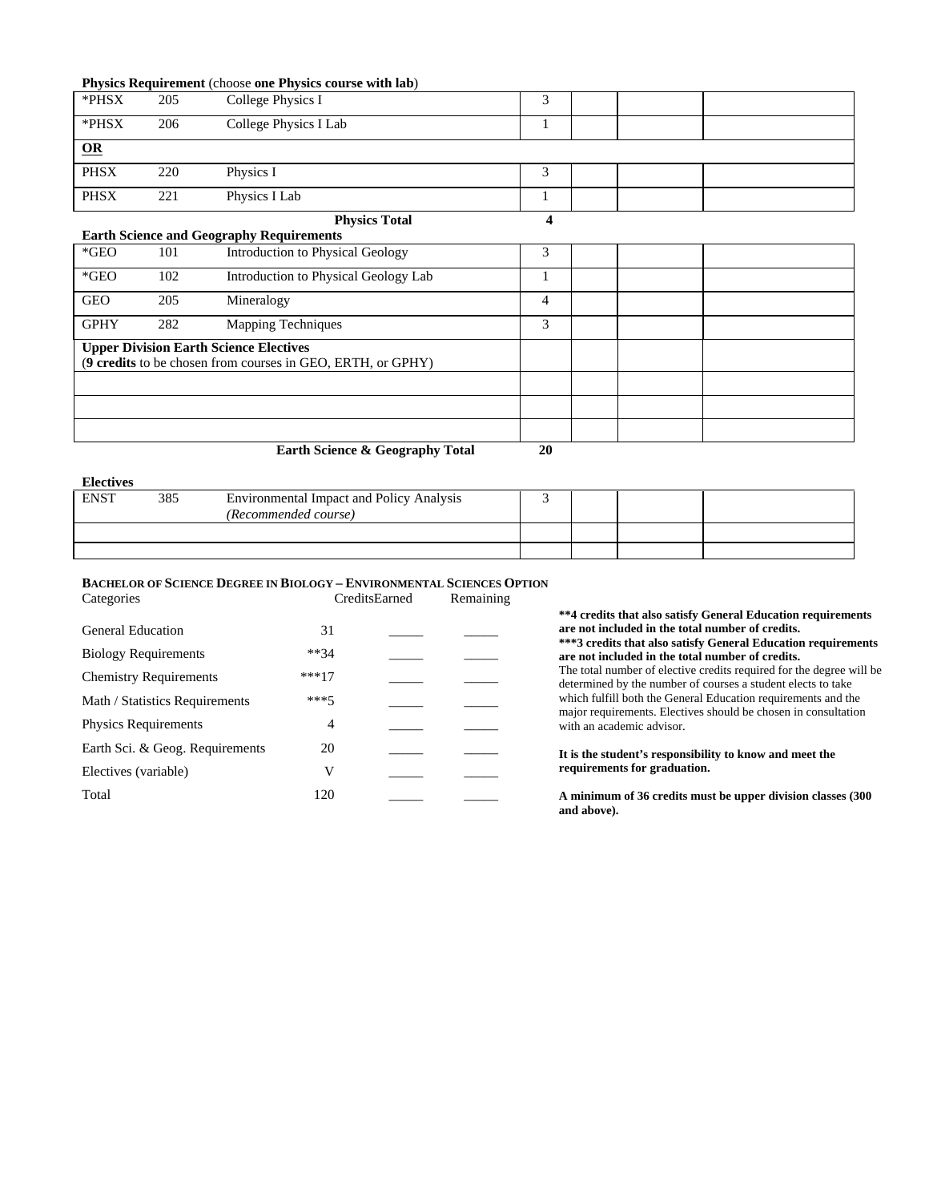**Physics Requirement** (choose **one Physics course with lab**)

| | | | | | | |
|---|---|---|---|---|---|---|
| *PHSX | 205 | College Physics I | 3 | | | |
| *PHSX | 206 | College Physics I Lab | 1 | | | |
| **OR** | | | | | | |
| PHSX | 220 | Physics I | 3 | | | |
| PHSX | 221 | Physics I Lab | 1 | | | |
| | | **Physics Total** | **4** | | | |

**Earth Science and Geography Requirements**

| | | | | | | |
|---|---|---|---|---|---|---|
| *GEO | 101 | Introduction to Physical Geology | 3 | | | |
| *GEO | 102 | Introduction to Physical Geology Lab | 1 | | | |
| GEO | 205 | Mineralogy | 4 | | | |
| GPHY | 282 | Mapping Techniques | 3 | | | |
| **Upper Division Earth Science Electives** (**9 credits** to be chosen from courses in GEO, ERTH, or GPHY) | | | | | | |
| | | | | | | |
| | | | | | | |
| | | | | | | |
| | | **Earth Science & Geography Total** | **20** | | | |

**Electives**

| | | | | | | |
|---|---|---|---|---|---|---|
| ENST | 385 | Environmental Impact and Policy Analysis *(Recommended course)* | 3 | | | |
| | | | | | | |
| | | | | | | |

**BACHELOR OF SCIENCE DEGREE IN BIOLOGY – ENVIRONMENTAL SCIENCES OPTION**

| Categories | Credits | Earned | Remaining |
|---|---|---|---|
| General Education | 31 | _____ | _____ |
| Biology Requirements | **34 | _____ | _____ |
| Chemistry Requirements | ***17 | _____ | _____ |
| Math / Statistics Requirements | ***5 | _____ | _____ |
| Physics Requirements | 4 | _____ | _____ |
| Earth Sci. & Geog. Requirements | 20 | _____ | _____ |
| Electives (variable) | V | _____ | _____ |
| Total | 120 | _____ | _____ |

**\*\*4 credits that also satisfy General Education requirements are not included in the total number of credits.**
**\*\*\*3 credits that also satisfy General Education requirements are not included in the total number of credits.**
The total number of elective credits required for the degree will be determined by the number of courses a student elects to take which fulfill both the General Education requirements and the major requirements. Electives should be chosen in consultation with an academic advisor.

**It is the student's responsibility to know and meet the requirements for graduation.**

**A minimum of 36 credits must be upper division classes (300 and above).**